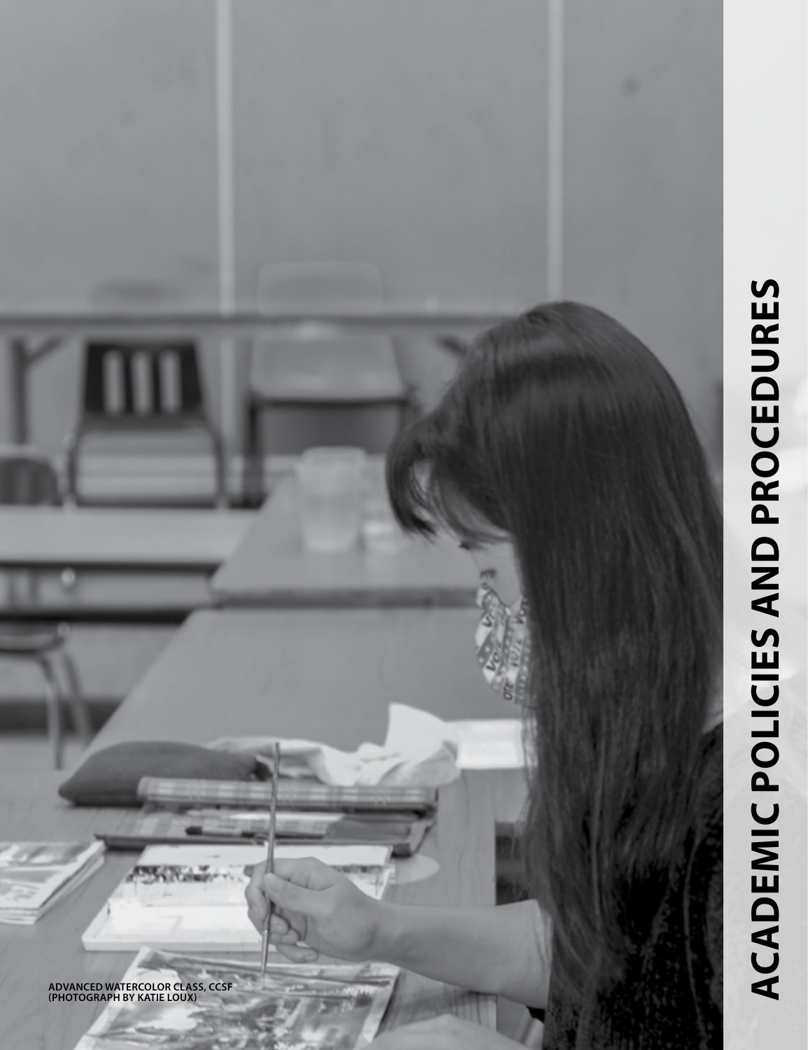# ACADEMIC POLICIES AND PROCEDURES

ADVANCED WATERCOLOR CLASS, CCSF
(PHOTOGRAPH BY KATIE LOUX)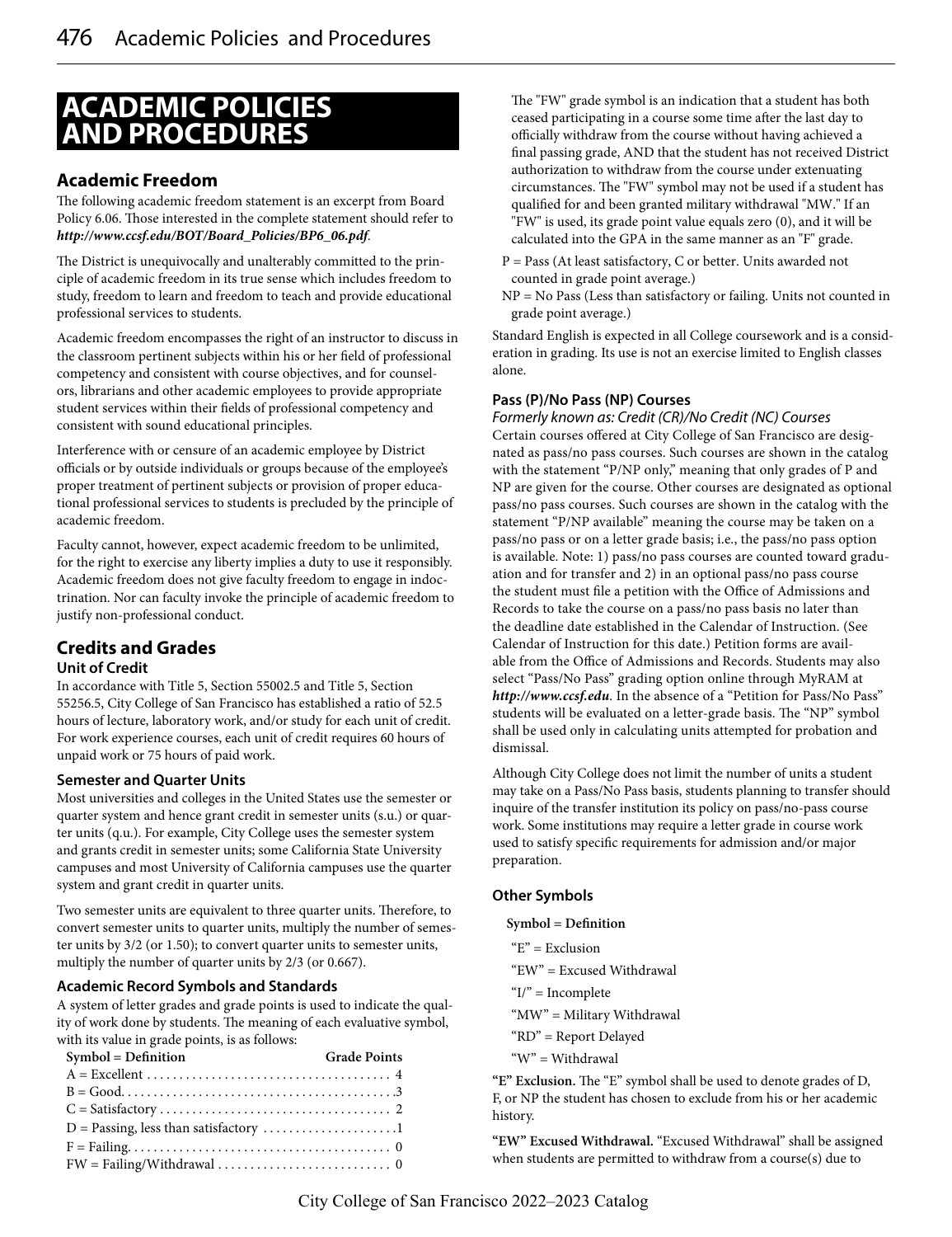# ACADEMIC POLICIES AND PROCEDURES

## Academic Freedom

The following academic freedom statement is an excerpt from Board Policy 6.06. Those interested in the complete statement should refer to ***http://www.ccsf.edu/BOT/Board_Policies/BP6_06.pdf***.

The District is unequivocally and unalterably committed to the principle of academic freedom in its true sense which includes freedom to study, freedom to learn and freedom to teach and provide educational professional services to students.

Academic freedom encompasses the right of an instructor to discuss in the classroom pertinent subjects within his or her field of professional competency and consistent with course objectives, and for counselors, librarians and other academic employees to provide appropriate student services within their fields of professional competency and consistent with sound educational principles.

Interference with or censure of an academic employee by District officials or by outside individuals or groups because of the employee's proper treatment of pertinent subjects or provision of proper educational professional services to students is precluded by the principle of academic freedom.

Faculty cannot, however, expect academic freedom to be unlimited, for the right to exercise any liberty implies a duty to use it responsibly. Academic freedom does not give faculty freedom to engage in indoctrination. Nor can faculty invoke the principle of academic freedom to justify non-professional conduct.

## Credits and Grades

### Unit of Credit

In accordance with Title 5, Section 55002.5 and Title 5, Section 55256.5, City College of San Francisco has established a ratio of 52.5 hours of lecture, laboratory work, and/or study for each unit of credit. For work experience courses, each unit of credit requires 60 hours of unpaid work or 75 hours of paid work.

### Semester and Quarter Units

Most universities and colleges in the United States use the semester or quarter system and hence grant credit in semester units (s.u.) or quarter units (q.u.). For example, City College uses the semester system and grants credit in semester units; some California State University campuses and most University of California campuses use the quarter system and grant credit in quarter units.

Two semester units are equivalent to three quarter units. Therefore, to convert semester units to quarter units, multiply the number of semester units by 3/2 (or 1.50); to convert quarter units to semester units, multiply the number of quarter units by 2/3 (or 0.667).

### Academic Record Symbols and Standards

A system of letter grades and grade points is used to indicate the quality of work done by students. The meaning of each evaluative symbol, with its value in grade points, is as follows:

| Symbol = Definition | Grade Points |
|---|---|
| A = Excellent | 4 |
| B = Good | 3 |
| C = Satisfactory | 2 |
| D = Passing, less than satisfactory | 1 |
| F = Failing | 0 |
| FW = Failing/Withdrawal | 0 |

The "FW" grade symbol is an indication that a student has both ceased participating in a course some time after the last day to officially withdraw from the course without having achieved a final passing grade, AND that the student has not received District authorization to withdraw from the course under extenuating circumstances. The "FW" symbol may not be used if a student has qualified for and been granted military withdrawal "MW." If an "FW" is used, its grade point value equals zero (0), and it will be calculated into the GPA in the same manner as an "F" grade.

P = Pass (At least satisfactory, C or better. Units awarded not counted in grade point average.)

NP = No Pass (Less than satisfactory or failing. Units not counted in grade point average.)

Standard English is expected in all College coursework and is a consideration in grading. Its use is not an exercise limited to English classes alone.

### Pass (P)/No Pass (NP) Courses

*Formerly known as: Credit (CR)/No Credit (NC) Courses*

Certain courses offered at City College of San Francisco are designated as pass/no pass courses. Such courses are shown in the catalog with the statement "P/NP only," meaning that only grades of P and NP are given for the course. Other courses are designated as optional pass/no pass courses. Such courses are shown in the catalog with the statement "P/NP available" meaning the course may be taken on a pass/no pass or on a letter grade basis; i.e., the pass/no pass option is available. Note: 1) pass/no pass courses are counted toward graduation and for transfer and 2) in an optional pass/no pass course the student must file a petition with the Office of Admissions and Records to take the course on a pass/no pass basis no later than the deadline date established in the Calendar of Instruction. (See Calendar of Instruction for this date.) Petition forms are available from the Office of Admissions and Records. Students may also select "Pass/No Pass" grading option online through MyRAM at ***http://www.ccsf.edu***. In the absence of a "Petition for Pass/No Pass" students will be evaluated on a letter-grade basis. The "NP" symbol shall be used only in calculating units attempted for probation and dismissal.

Although City College does not limit the number of units a student may take on a Pass/No Pass basis, students planning to transfer should inquire of the transfer institution its policy on pass/no-pass course work. Some institutions may require a letter grade in course work used to satisfy specific requirements for admission and/or major preparation.

### Other Symbols

**Symbol = Definition**

"E" = Exclusion

"EW" = Excused Withdrawal

"I/" = Incomplete

"MW" = Military Withdrawal

"RD" = Report Delayed

"W" = Withdrawal

**"E" Exclusion.** The "E" symbol shall be used to denote grades of D, F, or NP the student has chosen to exclude from his or her academic history.

**"EW" Excused Withdrawal.** "Excused Withdrawal" shall be assigned when students are permitted to withdraw from a course(s) due to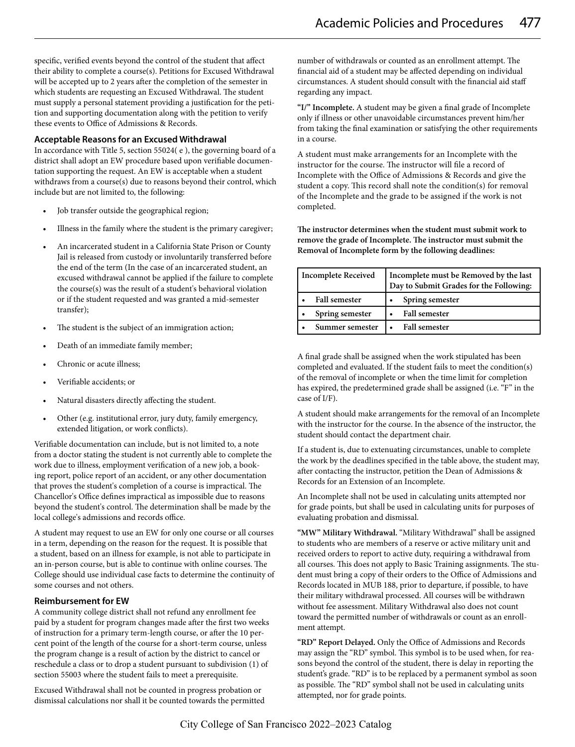specific, verified events beyond the control of the student that affect their ability to complete a course(s). Petitions for Excused Withdrawal will be accepted up to 2 years after the completion of the semester in which students are requesting an Excused Withdrawal. The student must supply a personal statement providing a justification for the petition and supporting documentation along with the petition to verify these events to Office of Admissions & Records.

### Acceptable Reasons for an Excused Withdrawal

In accordance with Title 5, section 55024( e ), the governing board of a district shall adopt an EW procedure based upon verifiable documentation supporting the request. An EW is acceptable when a student withdraws from a course(s) due to reasons beyond their control, which include but are not limited to, the following:

- Job transfer outside the geographical region;
- Illness in the family where the student is the primary caregiver;
- An incarcerated student in a California State Prison or County Jail is released from custody or involuntarily transferred before the end of the term (In the case of an incarcerated student, an excused withdrawal cannot be applied if the failure to complete the course(s) was the result of a student's behavioral violation or if the student requested and was granted a mid-semester transfer);
- The student is the subject of an immigration action;
- Death of an immediate family member;
- Chronic or acute illness;
- Verifiable accidents; or
- Natural disasters directly affecting the student.
- Other (e.g. institutional error, jury duty, family emergency, extended litigation, or work conflicts).

Verifiable documentation can include, but is not limited to, a note from a doctor stating the student is not currently able to complete the work due to illness, employment verification of a new job, a booking report, police report of an accident, or any other documentation that proves the student's completion of a course is impractical. The Chancellor's Office defines impractical as impossible due to reasons beyond the student's control. The determination shall be made by the local college's admissions and records office.

A student may request to use an EW for only one course or all courses in a term, depending on the reason for the request. It is possible that a student, based on an illness for example, is not able to participate in an in-person course, but is able to continue with online courses. The College should use individual case facts to determine the continuity of some courses and not others.

### Reimbursement for EW

A community college district shall not refund any enrollment fee paid by a student for program changes made after the first two weeks of instruction for a primary term-length course, or after the 10 percent point of the length of the course for a short-term course, unless the program change is a result of action by the district to cancel or reschedule a class or to drop a student pursuant to subdivision (1) of section 55003 where the student fails to meet a prerequisite.

Excused Withdrawal shall not be counted in progress probation or dismissal calculations nor shall it be counted towards the permitted number of withdrawals or counted as an enrollment attempt. The financial aid of a student may be affected depending on individual circumstances. A student should consult with the financial aid staff regarding any impact.

**"I/" Incomplete.** A student may be given a final grade of Incomplete only if illness or other unavoidable circumstances prevent him/her from taking the final examination or satisfying the other requirements in a course.

A student must make arrangements for an Incomplete with the instructor for the course. The instructor will file a record of Incomplete with the Office of Admissions & Records and give the student a copy. This record shall note the condition(s) for removal of the Incomplete and the grade to be assigned if the work is not completed.

**The instructor determines when the student must submit work to remove the grade of Incomplete. The instructor must submit the Removal of Incomplete form by the following deadlines:**

| Incomplete Received | Incomplete must be Removed by the last Day to Submit Grades for the Following: |
|---|---|
| • **Fall semester** | • **Spring semester** |
| • **Spring semester** | • **Fall semester** |
| • **Summer semester** | • **Fall semester** |

A final grade shall be assigned when the work stipulated has been completed and evaluated. If the student fails to meet the condition(s) of the removal of incomplete or when the time limit for completion has expired, the predetermined grade shall be assigned (i.e. "F" in the case of I/F).

A student should make arrangements for the removal of an Incomplete with the instructor for the course. In the absence of the instructor, the student should contact the department chair.

If a student is, due to extenuating circumstances, unable to complete the work by the deadlines specified in the table above, the student may, after contacting the instructor, petition the Dean of Admissions & Records for an Extension of an Incomplete.

An Incomplete shall not be used in calculating units attempted nor for grade points, but shall be used in calculating units for purposes of evaluating probation and dismissal.

**"MW" Military Withdrawal.** "Military Withdrawal" shall be assigned to students who are members of a reserve or active military unit and received orders to report to active duty, requiring a withdrawal from all courses. This does not apply to Basic Training assignments. The student must bring a copy of their orders to the Office of Admissions and Records located in MUB 188, prior to departure, if possible, to have their military withdrawal processed. All courses will be withdrawn without fee assessment. Military Withdrawal also does not count toward the permitted number of withdrawals or count as an enrollment attempt.

**"RD" Report Delayed.** Only the Office of Admissions and Records may assign the "RD" symbol. This symbol is to be used when, for reasons beyond the control of the student, there is delay in reporting the student's grade. "RD" is to be replaced by a permanent symbol as soon as possible. The "RD" symbol shall not be used in calculating units attempted, nor for grade points.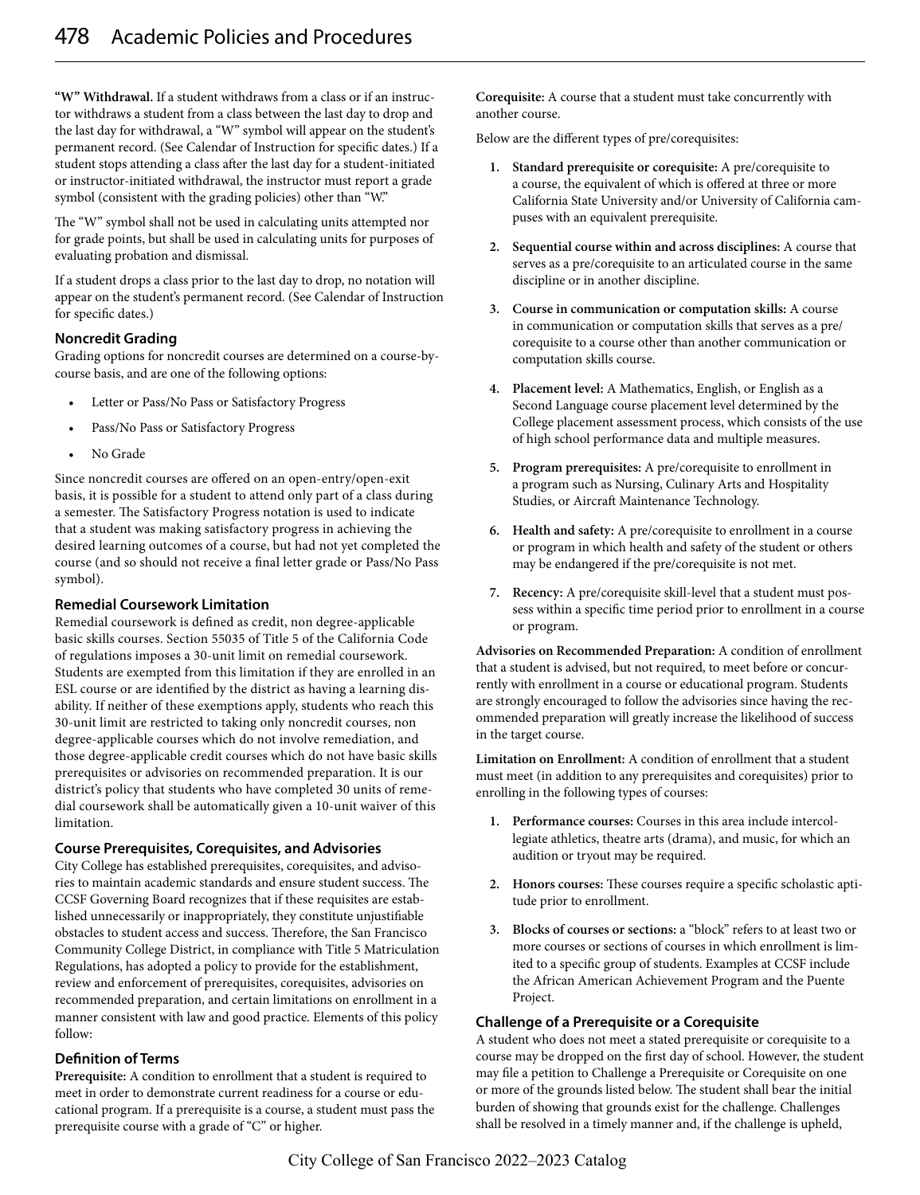**"W" Withdrawal.** If a student withdraws from a class or if an instructor withdraws a student from a class between the last day to drop and the last day for withdrawal, a "W" symbol will appear on the student's permanent record. (See Calendar of Instruction for specific dates.) If a student stops attending a class after the last day for a student-initiated or instructor-initiated withdrawal, the instructor must report a grade symbol (consistent with the grading policies) other than "W."

The "W" symbol shall not be used in calculating units attempted nor for grade points, but shall be used in calculating units for purposes of evaluating probation and dismissal.

If a student drops a class prior to the last day to drop, no notation will appear on the student's permanent record. (See Calendar of Instruction for specific dates.)

### Noncredit Grading

Grading options for noncredit courses are determined on a course-by-course basis, and are one of the following options:

- Letter or Pass/No Pass or Satisfactory Progress
- Pass/No Pass or Satisfactory Progress
- No Grade

Since noncredit courses are offered on an open-entry/open-exit basis, it is possible for a student to attend only part of a class during a semester. The Satisfactory Progress notation is used to indicate that a student was making satisfactory progress in achieving the desired learning outcomes of a course, but had not yet completed the course (and so should not receive a final letter grade or Pass/No Pass symbol).

### Remedial Coursework Limitation

Remedial coursework is defined as credit, non degree-applicable basic skills courses. Section 55035 of Title 5 of the California Code of regulations imposes a 30-unit limit on remedial coursework. Students are exempted from this limitation if they are enrolled in an ESL course or are identified by the district as having a learning disability. If neither of these exemptions apply, students who reach this 30-unit limit are restricted to taking only noncredit courses, non degree-applicable courses which do not involve remediation, and those degree-applicable credit courses which do not have basic skills prerequisites or advisories on recommended preparation. It is our district's policy that students who have completed 30 units of remedial coursework shall be automatically given a 10-unit waiver of this limitation.

### Course Prerequisites, Corequisites, and Advisories

City College has established prerequisites, corequisites, and advisories to maintain academic standards and ensure student success. The CCSF Governing Board recognizes that if these requisites are established unnecessarily or inappropriately, they constitute unjustifiable obstacles to student access and success. Therefore, the San Francisco Community College District, in compliance with Title 5 Matriculation Regulations, has adopted a policy to provide for the establishment, review and enforcement of prerequisites, corequisites, advisories on recommended preparation, and certain limitations on enrollment in a manner consistent with law and good practice. Elements of this policy follow:

### Definition of Terms

**Prerequisite:** A condition to enrollment that a student is required to meet in order to demonstrate current readiness for a course or educational program. If a prerequisite is a course, a student must pass the prerequisite course with a grade of "C" or higher.

**Corequisite:** A course that a student must take concurrently with another course.

Below are the different types of pre/corequisites:

1. **Standard prerequisite or corequisite:** A pre/corequisite to a course, the equivalent of which is offered at three or more California State University and/or University of California campuses with an equivalent prerequisite.
2. **Sequential course within and across disciplines:** A course that serves as a pre/corequisite to an articulated course in the same discipline or in another discipline.
3. **Course in communication or computation skills:** A course in communication or computation skills that serves as a pre/corequisite to a course other than another communication or computation skills course.
4. **Placement level:** A Mathematics, English, or English as a Second Language course placement level determined by the College placement assessment process, which consists of the use of high school performance data and multiple measures.
5. **Program prerequisites:** A pre/corequisite to enrollment in a program such as Nursing, Culinary Arts and Hospitality Studies, or Aircraft Maintenance Technology.
6. **Health and safety:** A pre/corequisite to enrollment in a course or program in which health and safety of the student or others may be endangered if the pre/corequisite is not met.
7. **Recency:** A pre/corequisite skill-level that a student must possess within a specific time period prior to enrollment in a course or program.

**Advisories on Recommended Preparation:** A condition of enrollment that a student is advised, but not required, to meet before or concurrently with enrollment in a course or educational program. Students are strongly encouraged to follow the advisories since having the recommended preparation will greatly increase the likelihood of success in the target course.

**Limitation on Enrollment:** A condition of enrollment that a student must meet (in addition to any prerequisites and corequisites) prior to enrolling in the following types of courses:

1. **Performance courses:** Courses in this area include intercollegiate athletics, theatre arts (drama), and music, for which an audition or tryout may be required.
2. **Honors courses:** These courses require a specific scholastic aptitude prior to enrollment.
3. **Blocks of courses or sections:** a "block" refers to at least two or more courses or sections of courses in which enrollment is limited to a specific group of students. Examples at CCSF include the African American Achievement Program and the Puente Project.

### Challenge of a Prerequisite or a Corequisite

A student who does not meet a stated prerequisite or corequisite to a course may be dropped on the first day of school. However, the student may file a petition to Challenge a Prerequisite or Corequisite on one or more of the grounds listed below. The student shall bear the initial burden of showing that grounds exist for the challenge. Challenges shall be resolved in a timely manner and, if the challenge is upheld,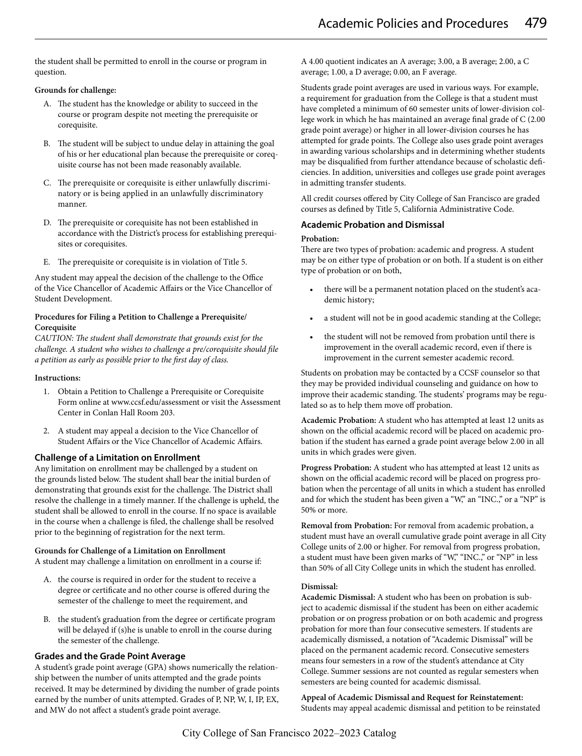the student shall be permitted to enroll in the course or program in question.

**Grounds for challenge:**

A. The student has the knowledge or ability to succeed in the course or program despite not meeting the prerequisite or corequisite.

B. The student will be subject to undue delay in attaining the goal of his or her educational plan because the prerequisite or corequisite course has not been made reasonably available.

C. The prerequisite or corequisite is either unlawfully discriminatory or is being applied in an unlawfully discriminatory manner.

D. The prerequisite or corequisite has not been established in accordance with the District's process for establishing prerequisites or corequisites.

E. The prerequisite or corequisite is in violation of Title 5.

Any student may appeal the decision of the challenge to the Office of the Vice Chancellor of Academic Affairs or the Vice Chancellor of Student Development.

**Procedures for Filing a Petition to Challenge a Prerequisite/Corequisite**

*CAUTION: The student shall demonstrate that grounds exist for the challenge. A student who wishes to challenge a pre/corequisite should file a petition as early as possible prior to the first day of class.*

**Instructions:**

1. Obtain a Petition to Challenge a Prerequisite or Corequisite Form online at www.ccsf.edu/assessment or visit the Assessment Center in Conlan Hall Room 203.
2. A student may appeal a decision to the Vice Chancellor of Student Affairs or the Vice Chancellor of Academic Affairs.

### Challenge of a Limitation on Enrollment

Any limitation on enrollment may be challenged by a student on the grounds listed below. The student shall bear the initial burden of demonstrating that grounds exist for the challenge. The District shall resolve the challenge in a timely manner. If the challenge is upheld, the student shall be allowed to enroll in the course. If no space is available in the course when a challenge is filed, the challenge shall be resolved prior to the beginning of registration for the next term.

**Grounds for Challenge of a Limitation on Enrollment**

A student may challenge a limitation on enrollment in a course if:

A. the course is required in order for the student to receive a degree or certificate and no other course is offered during the semester of the challenge to meet the requirement, and

B. the student's graduation from the degree or certificate program will be delayed if (s)he is unable to enroll in the course during the semester of the challenge.

### Grades and the Grade Point Average

A student's grade point average (GPA) shows numerically the relationship between the number of units attempted and the grade points received. It may be determined by dividing the number of grade points earned by the number of units attempted. Grades of P, NP, W, I, IP, EX, and MW do not affect a student's grade point average.

A 4.00 quotient indicates an A average; 3.00, a B average; 2.00, a C average; 1.00, a D average; 0.00, an F average.

Students grade point averages are used in various ways. For example, a requirement for graduation from the College is that a student must have completed a minimum of 60 semester units of lower-division college work in which he has maintained an average final grade of C (2.00 grade point average) or higher in all lower-division courses he has attempted for grade points. The College also uses grade point averages in awarding various scholarships and in determining whether students may be disqualified from further attendance because of scholastic deficiencies. In addition, universities and colleges use grade point averages in admitting transfer students.

All credit courses offered by City College of San Francisco are graded courses as defined by Title 5, California Administrative Code.

### Academic Probation and Dismissal

**Probation:**

There are two types of probation: academic and progress. A student may be on either type of probation or on both. If a student is on either type of probation or on both,

- there will be a permanent notation placed on the student's academic history;
- a student will not be in good academic standing at the College;
- the student will not be removed from probation until there is improvement in the overall academic record, even if there is improvement in the current semester academic record.

Students on probation may be contacted by a CCSF counselor so that they may be provided individual counseling and guidance on how to improve their academic standing. The students' programs may be regulated so as to help them move off probation.

**Academic Probation:** A student who has attempted at least 12 units as shown on the official academic record will be placed on academic probation if the student has earned a grade point average below 2.00 in all units in which grades were given.

**Progress Probation:** A student who has attempted at least 12 units as shown on the official academic record will be placed on progress probation when the percentage of all units in which a student has enrolled and for which the student has been given a "W," an "INC.," or a "NP" is 50% or more.

**Removal from Probation:** For removal from academic probation, a student must have an overall cumulative grade point average in all City College units of 2.00 or higher. For removal from progress probation, a student must have been given marks of "W," "INC.," or "NP" in less than 50% of all City College units in which the student has enrolled.

**Dismissal:**

**Academic Dismissal:** A student who has been on probation is subject to academic dismissal if the student has been on either academic probation or on progress probation or on both academic and progress probation for more than four consecutive semesters. If students are academically dismissed, a notation of "Academic Dismissal" will be placed on the permanent academic record. Consecutive semesters means four semesters in a row of the student's attendance at City College. Summer sessions are not counted as regular semesters when semesters are being counted for academic dismissal.

**Appeal of Academic Dismissal and Request for Reinstatement:** Students may appeal academic dismissal and petition to be reinstated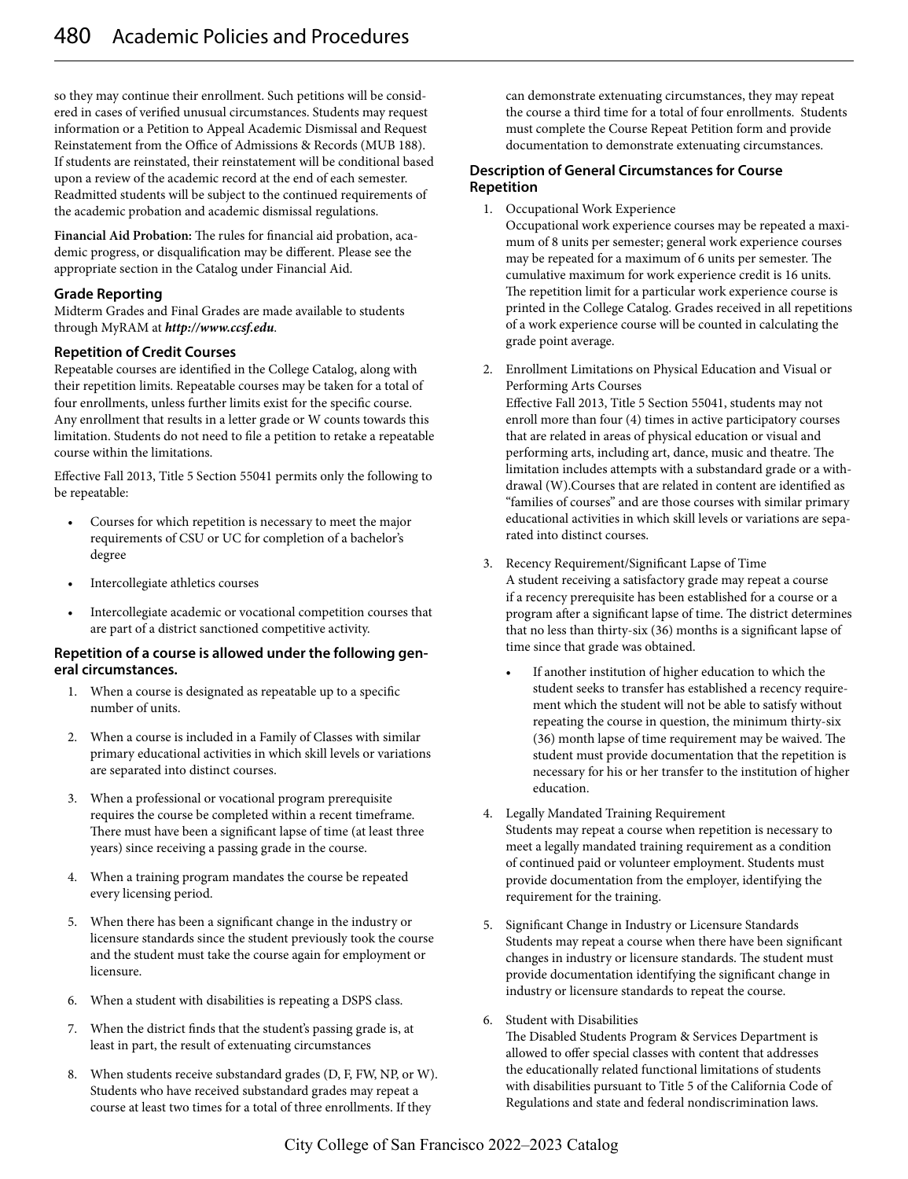so they may continue their enrollment. Such petitions will be considered in cases of verified unusual circumstances. Students may request information or a Petition to Appeal Academic Dismissal and Request Reinstatement from the Office of Admissions & Records (MUB 188). If students are reinstated, their reinstatement will be conditional based upon a review of the academic record at the end of each semester. Readmitted students will be subject to the continued requirements of the academic probation and academic dismissal regulations.

**Financial Aid Probation:** The rules for financial aid probation, academic progress, or disqualification may be different. Please see the appropriate section in the Catalog under Financial Aid.

### Grade Reporting

Midterm Grades and Final Grades are made available to students through MyRAM at ***http://www.ccsf.edu***.

### Repetition of Credit Courses

Repeatable courses are identified in the College Catalog, along with their repetition limits. Repeatable courses may be taken for a total of four enrollments, unless further limits exist for the specific course. Any enrollment that results in a letter grade or W counts towards this limitation. Students do not need to file a petition to retake a repeatable course within the limitations.

Effective Fall 2013, Title 5 Section 55041 permits only the following to be repeatable:

- Courses for which repetition is necessary to meet the major requirements of CSU or UC for completion of a bachelor's degree
- Intercollegiate athletics courses
- Intercollegiate academic or vocational competition courses that are part of a district sanctioned competitive activity.

### Repetition of a course is allowed under the following general circumstances.

1. When a course is designated as repeatable up to a specific number of units.
2. When a course is included in a Family of Classes with similar primary educational activities in which skill levels or variations are separated into distinct courses.
3. When a professional or vocational program prerequisite requires the course be completed within a recent timeframe. There must have been a significant lapse of time (at least three years) since receiving a passing grade in the course.
4. When a training program mandates the course be repeated every licensing period.
5. When there has been a significant change in the industry or licensure standards since the student previously took the course and the student must take the course again for employment or licensure.
6. When a student with disabilities is repeating a DSPS class.
7. When the district finds that the student's passing grade is, at least in part, the result of extenuating circumstances
8. When students receive substandard grades (D, F, FW, NP, or W). Students who have received substandard grades may repeat a course at least two times for a total of three enrollments. If they can demonstrate extenuating circumstances, they may repeat the course a third time for a total of four enrollments. Students must complete the Course Repeat Petition form and provide documentation to demonstrate extenuating circumstances.

### Description of General Circumstances for Course Repetition

1. Occupational Work Experience
   Occupational work experience courses may be repeated a maximum of 8 units per semester; general work experience courses may be repeated for a maximum of 6 units per semester. The cumulative maximum for work experience credit is 16 units. The repetition limit for a particular work experience course is printed in the College Catalog. Grades received in all repetitions of a work experience course will be counted in calculating the grade point average.
2. Enrollment Limitations on Physical Education and Visual or Performing Arts Courses
   Effective Fall 2013, Title 5 Section 55041, students may not enroll more than four (4) times in active participatory courses that are related in areas of physical education or visual and performing arts, including art, dance, music and theatre. The limitation includes attempts with a substandard grade or a withdrawal (W).Courses that are related in content are identified as "families of courses" and are those courses with similar primary educational activities in which skill levels or variations are separated into distinct courses.
3. Recency Requirement/Significant Lapse of Time
   A student receiving a satisfactory grade may repeat a course if a recency prerequisite has been established for a course or a program after a significant lapse of time. The district determines that no less than thirty-six (36) months is a significant lapse of time since that grade was obtained.
   - If another institution of higher education to which the student seeks to transfer has established a recency requirement which the student will not be able to satisfy without repeating the course in question, the minimum thirty-six (36) month lapse of time requirement may be waived. The student must provide documentation that the repetition is necessary for his or her transfer to the institution of higher education.
4. Legally Mandated Training Requirement
   Students may repeat a course when repetition is necessary to meet a legally mandated training requirement as a condition of continued paid or volunteer employment. Students must provide documentation from the employer, identifying the requirement for the training.
5. Significant Change in Industry or Licensure Standards
   Students may repeat a course when there have been significant changes in industry or licensure standards. The student must provide documentation identifying the significant change in industry or licensure standards to repeat the course.
6. Student with Disabilities
   The Disabled Students Program & Services Department is allowed to offer special classes with content that addresses the educationally related functional limitations of students with disabilities pursuant to Title 5 of the California Code of Regulations and state and federal nondiscrimination laws.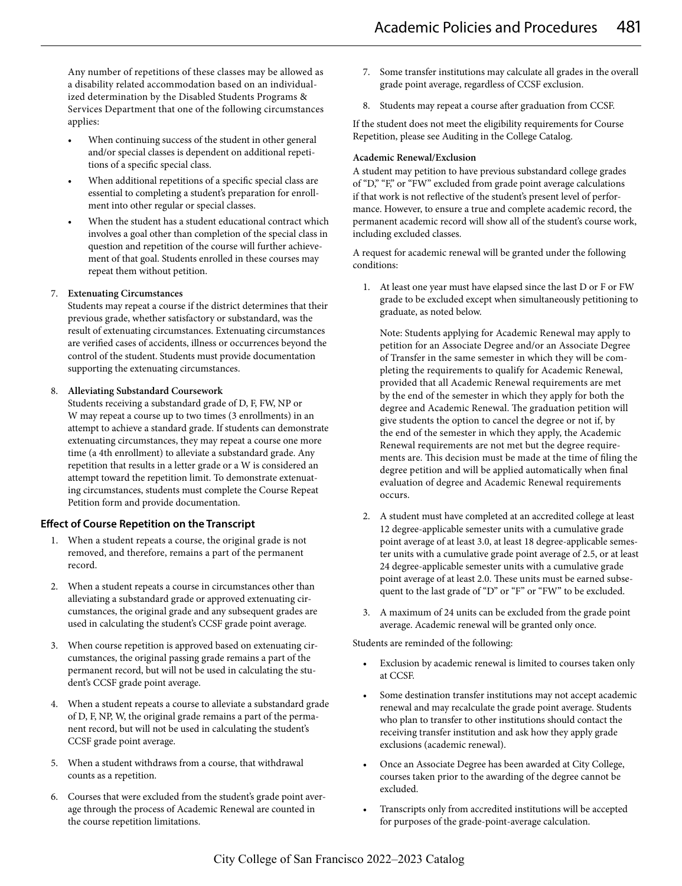Any number of repetitions of these classes may be allowed as a disability related accommodation based on an individualized determination by the Disabled Students Programs & Services Department that one of the following circumstances applies:

- When continuing success of the student in other general and/or special classes is dependent on additional repetitions of a specific special class.
- When additional repetitions of a specific special class are essential to completing a student's preparation for enrollment into other regular or special classes.
- When the student has a student educational contract which involves a goal other than completion of the special class in question and repetition of the course will further achievement of that goal. Students enrolled in these courses may repeat them without petition.

7. **Extenuating Circumstances**
   Students may repeat a course if the district determines that their previous grade, whether satisfactory or substandard, was the result of extenuating circumstances. Extenuating circumstances are verified cases of accidents, illness or occurrences beyond the control of the student. Students must provide documentation supporting the extenuating circumstances.

8. **Alleviating Substandard Coursework**
   Students receiving a substandard grade of D, F, FW, NP or W may repeat a course up to two times (3 enrollments) in an attempt to achieve a standard grade. If students can demonstrate extenuating circumstances, they may repeat a course one more time (a 4th enrollment) to alleviate a substandard grade. Any repetition that results in a letter grade or a W is considered an attempt toward the repetition limit. To demonstrate extenuating circumstances, students must complete the Course Repeat Petition form and provide documentation.

### Effect of Course Repetition on the Transcript

1. When a student repeats a course, the original grade is not removed, and therefore, remains a part of the permanent record.
2. When a student repeats a course in circumstances other than alleviating a substandard grade or approved extenuating circumstances, the original grade and any subsequent grades are used in calculating the student's CCSF grade point average.
3. When course repetition is approved based on extenuating circumstances, the original passing grade remains a part of the permanent record, but will not be used in calculating the student's CCSF grade point average.
4. When a student repeats a course to alleviate a substandard grade of D, F, NP, W, the original grade remains a part of the permanent record, but will not be used in calculating the student's CCSF grade point average.
5. When a student withdraws from a course, that withdrawal counts as a repetition.
6. Courses that were excluded from the student's grade point average through the process of Academic Renewal are counted in the course repetition limitations.
7. Some transfer institutions may calculate all grades in the overall grade point average, regardless of CCSF exclusion.
8. Students may repeat a course after graduation from CCSF.

If the student does not meet the eligibility requirements for Course Repetition, please see Auditing in the College Catalog.

**Academic Renewal/Exclusion**

A student may petition to have previous substandard college grades of "D," "F," or "FW" excluded from grade point average calculations if that work is not reflective of the student's present level of performance. However, to ensure a true and complete academic record, the permanent academic record will show all of the student's course work, including excluded classes.

A request for academic renewal will be granted under the following conditions:

1. At least one year must have elapsed since the last D or F or FW grade to be excluded except when simultaneously petitioning to graduate, as noted below.

   Note: Students applying for Academic Renewal may apply to petition for an Associate Degree and/or an Associate Degree of Transfer in the same semester in which they will be completing the requirements to qualify for Academic Renewal, provided that all Academic Renewal requirements are met by the end of the semester in which they apply for both the degree and Academic Renewal. The graduation petition will give students the option to cancel the degree or not if, by the end of the semester in which they apply, the Academic Renewal requirements are not met but the degree requirements are. This decision must be made at the time of filing the degree petition and will be applied automatically when final evaluation of degree and Academic Renewal requirements occurs.
2. A student must have completed at an accredited college at least 12 degree-applicable semester units with a cumulative grade point average of at least 3.0, at least 18 degree-applicable semester units with a cumulative grade point average of 2.5, or at least 24 degree-applicable semester units with a cumulative grade point average of at least 2.0. These units must be earned subsequent to the last grade of "D" or "F" or "FW" to be excluded.
3. A maximum of 24 units can be excluded from the grade point average. Academic renewal will be granted only once.

Students are reminded of the following:

- Exclusion by academic renewal is limited to courses taken only at CCSF.
- Some destination transfer institutions may not accept academic renewal and may recalculate the grade point average. Students who plan to transfer to other institutions should contact the receiving transfer institution and ask how they apply grade exclusions (academic renewal).
- Once an Associate Degree has been awarded at City College, courses taken prior to the awarding of the degree cannot be excluded.
- Transcripts only from accredited institutions will be accepted for purposes of the grade-point-average calculation.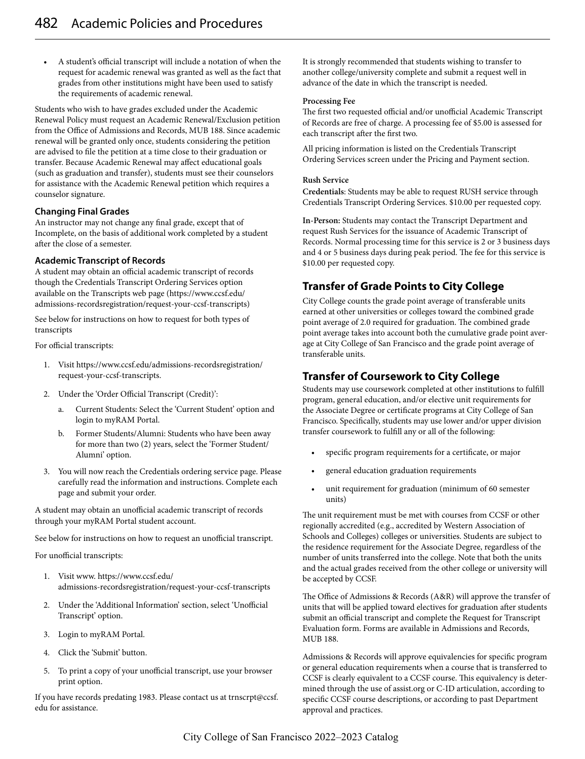- A student's official transcript will include a notation of when the request for academic renewal was granted as well as the fact that grades from other institutions might have been used to satisfy the requirements of academic renewal.

Students who wish to have grades excluded under the Academic Renewal Policy must request an Academic Renewal/Exclusion petition from the Office of Admissions and Records, MUB 188. Since academic renewal will be granted only once, students considering the petition are advised to file the petition at a time close to their graduation or transfer. Because Academic Renewal may affect educational goals (such as graduation and transfer), students must see their counselors for assistance with the Academic Renewal petition which requires a counselor signature.

### Changing Final Grades

An instructor may not change any final grade, except that of Incomplete, on the basis of additional work completed by a student after the close of a semester.

### Academic Transcript of Records

A student may obtain an official academic transcript of records though the Credentials Transcript Ordering Services option available on the Transcripts web page (https://www.ccsf.edu/admissions-recordsregistration/request-your-ccsf-transcripts)

See below for instructions on how to request for both types of transcripts

For official transcripts:

1. Visit https://www.ccsf.edu/admissions-recordsregistration/request-your-ccsf-transcripts.
2. Under the 'Order Official Transcript (Credit)':
   a. Current Students: Select the 'Current Student' option and login to myRAM Portal.
   b. Former Students/Alumni: Students who have been away for more than two (2) years, select the 'Former Student/Alumni' option.
3. You will now reach the Credentials ordering service page. Please carefully read the information and instructions. Complete each page and submit your order.

A student may obtain an unofficial academic transcript of records through your myRAM Portal student account.

See below for instructions on how to request an unofficial transcript.

For unofficial transcripts:

1. Visit www. https://www.ccsf.edu/admissions-recordsregistration/request-your-ccsf-transcripts
2. Under the 'Additional Information' section, select 'Unofficial Transcript' option.
3. Login to myRAM Portal.
4. Click the 'Submit' button.
5. To print a copy of your unofficial transcript, use your browser print option.

If you have records predating 1983. Please contact us at trnscrpt@ccsf.edu for assistance.

It is strongly recommended that students wishing to transfer to another college/university complete and submit a request well in advance of the date in which the transcript is needed.

**Processing Fee**
The first two requested official and/or unofficial Academic Transcript of Records are free of charge. A processing fee of $5.00 is assessed for each transcript after the first two.

All pricing information is listed on the Credentials Transcript Ordering Services screen under the Pricing and Payment section.

**Rush Service**
**Credentials**: Students may be able to request RUSH service through Credentials Transcript Ordering Services. $10.00 per requested copy.

**In-Person:** Students may contact the Transcript Department and request Rush Services for the issuance of Academic Transcript of Records. Normal processing time for this service is 2 or 3 business days and 4 or 5 business days during peak period. The fee for this service is $10.00 per requested copy.

## Transfer of Grade Points to City College

City College counts the grade point average of transferable units earned at other universities or colleges toward the combined grade point average of 2.0 required for graduation. The combined grade point average takes into account both the cumulative grade point average at City College of San Francisco and the grade point average of transferable units.

## Transfer of Coursework to City College

Students may use coursework completed at other institutions to fulfill program, general education, and/or elective unit requirements for the Associate Degree or certificate programs at City College of San Francisco. Specifically, students may use lower and/or upper division transfer coursework to fulfill any or all of the following:

- specific program requirements for a certificate, or major
- general education graduation requirements
- unit requirement for graduation (minimum of 60 semester units)

The unit requirement must be met with courses from CCSF or other regionally accredited (e.g., accredited by Western Association of Schools and Colleges) colleges or universities. Students are subject to the residence requirement for the Associate Degree, regardless of the number of units transferred into the college. Note that both the units and the actual grades received from the other college or university will be accepted by CCSF.

The Office of Admissions & Records (A&R) will approve the transfer of units that will be applied toward electives for graduation after students submit an official transcript and complete the Request for Transcript Evaluation form. Forms are available in Admissions and Records, MUB 188.

Admissions & Records will approve equivalencies for specific program or general education requirements when a course that is transferred to CCSF is clearly equivalent to a CCSF course. This equivalency is determined through the use of assist.org or C-ID articulation, according to specific CCSF course descriptions, or according to past Department approval and practices.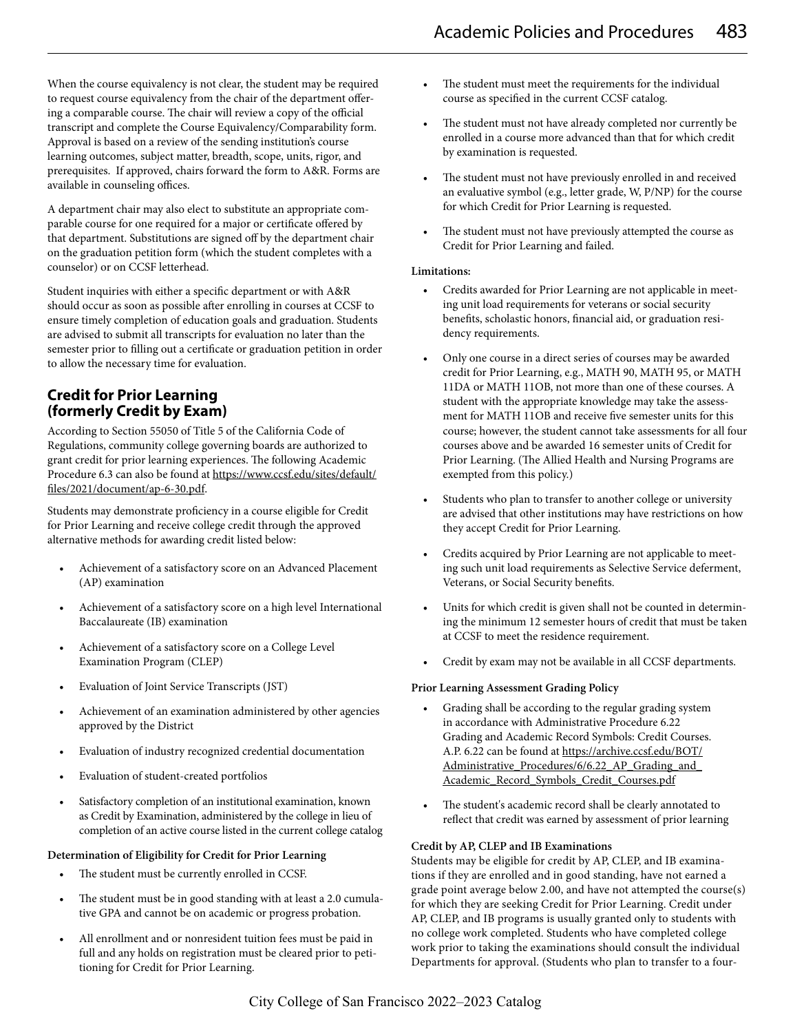When the course equivalency is not clear, the student may be required to request course equivalency from the chair of the department offering a comparable course. The chair will review a copy of the official transcript and complete the Course Equivalency/Comparability form. Approval is based on a review of the sending institution's course learning outcomes, subject matter, breadth, scope, units, rigor, and prerequisites. If approved, chairs forward the form to A&R. Forms are available in counseling offices.

A department chair may also elect to substitute an appropriate comparable course for one required for a major or certificate offered by that department. Substitutions are signed off by the department chair on the graduation petition form (which the student completes with a counselor) or on CCSF letterhead.

Student inquiries with either a specific department or with A&R should occur as soon as possible after enrolling in courses at CCSF to ensure timely completion of education goals and graduation. Students are advised to submit all transcripts for evaluation no later than the semester prior to filling out a certificate or graduation petition in order to allow the necessary time for evaluation.

## Credit for Prior Learning (formerly Credit by Exam)

According to Section 55050 of Title 5 of the California Code of Regulations, community college governing boards are authorized to grant credit for prior learning experiences. The following Academic Procedure 6.3 can also be found at https://www.ccsf.edu/sites/default/files/2021/document/ap-6-30.pdf.

Students may demonstrate proficiency in a course eligible for Credit for Prior Learning and receive college credit through the approved alternative methods for awarding credit listed below:

- Achievement of a satisfactory score on an Advanced Placement (AP) examination
- Achievement of a satisfactory score on a high level International Baccalaureate (IB) examination
- Achievement of a satisfactory score on a College Level Examination Program (CLEP)
- Evaluation of Joint Service Transcripts (JST)
- Achievement of an examination administered by other agencies approved by the District
- Evaluation of industry recognized credential documentation
- Evaluation of student-created portfolios
- Satisfactory completion of an institutional examination, known as Credit by Examination, administered by the college in lieu of completion of an active course listed in the current college catalog

**Determination of Eligibility for Credit for Prior Learning**

- The student must be currently enrolled in CCSF.
- The student must be in good standing with at least a 2.0 cumulative GPA and cannot be on academic or progress probation.
- All enrollment and or nonresident tuition fees must be paid in full and any holds on registration must be cleared prior to petitioning for Credit for Prior Learning.
- The student must meet the requirements for the individual course as specified in the current CCSF catalog.
- The student must not have already completed nor currently be enrolled in a course more advanced than that for which credit by examination is requested.
- The student must not have previously enrolled in and received an evaluative symbol (e.g., letter grade, W, P/NP) for the course for which Credit for Prior Learning is requested.
- The student must not have previously attempted the course as Credit for Prior Learning and failed.

**Limitations:**

- Credits awarded for Prior Learning are not applicable in meeting unit load requirements for veterans or social security benefits, scholastic honors, financial aid, or graduation residency requirements.
- Only one course in a direct series of courses may be awarded credit for Prior Learning, e.g., MATH 90, MATH 95, or MATH 11DA or MATH 11OB, not more than one of these courses. A student with the appropriate knowledge may take the assessment for MATH 11OB and receive five semester units for this course; however, the student cannot take assessments for all four courses above and be awarded 16 semester units of Credit for Prior Learning. (The Allied Health and Nursing Programs are exempted from this policy.)
- Students who plan to transfer to another college or university are advised that other institutions may have restrictions on how they accept Credit for Prior Learning.
- Credits acquired by Prior Learning are not applicable to meeting such unit load requirements as Selective Service deferment, Veterans, or Social Security benefits.
- Units for which credit is given shall not be counted in determining the minimum 12 semester hours of credit that must be taken at CCSF to meet the residence requirement.
- Credit by exam may not be available in all CCSF departments.

**Prior Learning Assessment Grading Policy**

- Grading shall be according to the regular grading system in accordance with Administrative Procedure 6.22 Grading and Academic Record Symbols: Credit Courses. A.P. 6.22 can be found at https://archive.ccsf.edu/BOT/Administrative_Procedures/6/6.22_AP_Grading_and_Academic_Record_Symbols_Credit_Courses.pdf
- The student's academic record shall be clearly annotated to reflect that credit was earned by assessment of prior learning

**Credit by AP, CLEP and IB Examinations**

Students may be eligible for credit by AP, CLEP, and IB examinations if they are enrolled and in good standing, have not earned a grade point average below 2.00, and have not attempted the course(s) for which they are seeking Credit for Prior Learning. Credit under AP, CLEP, and IB programs is usually granted only to students with no college work completed. Students who have completed college work prior to taking the examinations should consult the individual Departments for approval. (Students who plan to transfer to a four-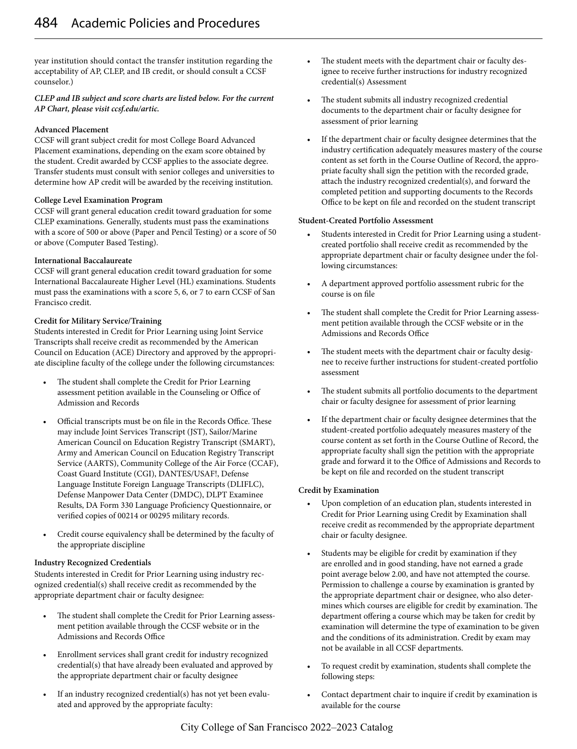year institution should contact the transfer institution regarding the acceptability of AP, CLEP, and IB credit, or should consult a CCSF counselor.)

***CLEP and IB subject and score charts are listed below. For the current AP Chart, please visit ccsf.edu/artic.***

**Advanced Placement**

CCSF will grant subject credit for most College Board Advanced Placement examinations, depending on the exam score obtained by the student. Credit awarded by CCSF applies to the associate degree. Transfer students must consult with senior colleges and universities to determine how AP credit will be awarded by the receiving institution.

**College Level Examination Program**

CCSF will grant general education credit toward graduation for some CLEP examinations. Generally, students must pass the examinations with a score of 500 or above (Paper and Pencil Testing) or a score of 50 or above (Computer Based Testing).

**International Baccalaureate**

CCSF will grant general education credit toward graduation for some International Baccalaureate Higher Level (HL) examinations. Students must pass the examinations with a score 5, 6, or 7 to earn CCSF of San Francisco credit.

**Credit for Military Service/Training**

Students interested in Credit for Prior Learning using Joint Service Transcripts shall receive credit as recommended by the American Council on Education (ACE) Directory and approved by the appropriate discipline faculty of the college under the following circumstances:

- The student shall complete the Credit for Prior Learning assessment petition available in the Counseling or Office of Admission and Records
- Official transcripts must be on file in the Records Office. These may include Joint Services Transcript (JST), Sailor/Marine American Council on Education Registry Transcript (SMART), Army and American Council on Education Registry Transcript Service (AARTS), Community College of the Air Force (CCAF), Coast Guard Institute (CGI), DANTES/USAF!, Defense Language Institute Foreign Language Transcripts (DLIFLC), Defense Manpower Data Center (DMDC), DLPT Examinee Results, DA Form 330 Language Proficiency Questionnaire, or verified copies of 00214 or 00295 military records.
- Credit course equivalency shall be determined by the faculty of the appropriate discipline

**Industry Recognized Credentials**

Students interested in Credit for Prior Learning using industry recognized credential(s) shall receive credit as recommended by the appropriate department chair or faculty designee:

- The student shall complete the Credit for Prior Learning assessment petition available through the CCSF website or in the Admissions and Records Office
- Enrollment services shall grant credit for industry recognized credential(s) that have already been evaluated and approved by the appropriate department chair or faculty designee
- If an industry recognized credential(s) has not yet been evaluated and approved by the appropriate faculty:
- The student meets with the department chair or faculty designee to receive further instructions for industry recognized credential(s) Assessment
- The student submits all industry recognized credential documents to the department chair or faculty designee for assessment of prior learning
- If the department chair or faculty designee determines that the industry certification adequately measures mastery of the course content as set forth in the Course Outline of Record, the appropriate faculty shall sign the petition with the recorded grade, attach the industry recognized credential(s), and forward the completed petition and supporting documents to the Records Office to be kept on file and recorded on the student transcript

**Student-Created Portfolio Assessment**

- Students interested in Credit for Prior Learning using a student-created portfolio shall receive credit as recommended by the appropriate department chair or faculty designee under the following circumstances:
- A department approved portfolio assessment rubric for the course is on file
- The student shall complete the Credit for Prior Learning assessment petition available through the CCSF website or in the Admissions and Records Office
- The student meets with the department chair or faculty designee to receive further instructions for student-created portfolio assessment
- The student submits all portfolio documents to the department chair or faculty designee for assessment of prior learning
- If the department chair or faculty designee determines that the student-created portfolio adequately measures mastery of the course content as set forth in the Course Outline of Record, the appropriate faculty shall sign the petition with the appropriate grade and forward it to the Office of Admissions and Records to be kept on file and recorded on the student transcript

**Credit by Examination**

- Upon completion of an education plan, students interested in Credit for Prior Learning using Credit by Examination shall receive credit as recommended by the appropriate department chair or faculty designee.
- Students may be eligible for credit by examination if they are enrolled and in good standing, have not earned a grade point average below 2.00, and have not attempted the course. Permission to challenge a course by examination is granted by the appropriate department chair or designee, who also determines which courses are eligible for credit by examination. The department offering a course which may be taken for credit by examination will determine the type of examination to be given and the conditions of its administration. Credit by exam may not be available in all CCSF departments.
- To request credit by examination, students shall complete the following steps:
- Contact department chair to inquire if credit by examination is available for the course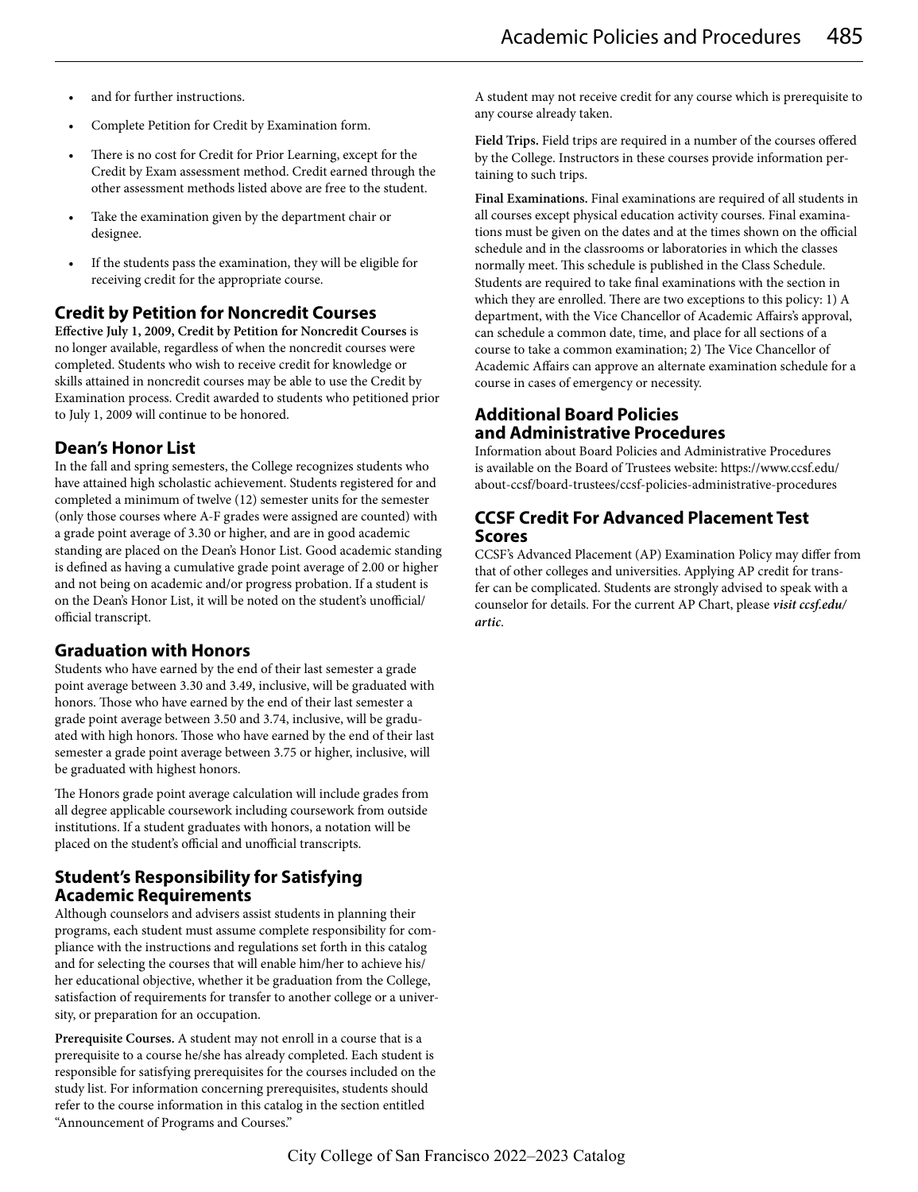- and for further instructions.
- Complete Petition for Credit by Examination form.
- There is no cost for Credit for Prior Learning, except for the Credit by Exam assessment method. Credit earned through the other assessment methods listed above are free to the student.
- Take the examination given by the department chair or designee.
- If the students pass the examination, they will be eligible for receiving credit for the appropriate course.

## Credit by Petition for Noncredit Courses

**Effective July 1, 2009, Credit by Petition for Noncredit Courses** is no longer available, regardless of when the noncredit courses were completed. Students who wish to receive credit for knowledge or skills attained in noncredit courses may be able to use the Credit by Examination process. Credit awarded to students who petitioned prior to July 1, 2009 will continue to be honored.

## Dean's Honor List

In the fall and spring semesters, the College recognizes students who have attained high scholastic achievement. Students registered for and completed a minimum of twelve (12) semester units for the semester (only those courses where A-F grades were assigned are counted) with a grade point average of 3.30 or higher, and are in good academic standing are placed on the Dean's Honor List. Good academic standing is defined as having a cumulative grade point average of 2.00 or higher and not being on academic and/or progress probation. If a student is on the Dean's Honor List, it will be noted on the student's unofficial/official transcript.

## Graduation with Honors

Students who have earned by the end of their last semester a grade point average between 3.30 and 3.49, inclusive, will be graduated with honors. Those who have earned by the end of their last semester a grade point average between 3.50 and 3.74, inclusive, will be graduated with high honors. Those who have earned by the end of their last semester a grade point average between 3.75 or higher, inclusive, will be graduated with highest honors.

The Honors grade point average calculation will include grades from all degree applicable coursework including coursework from outside institutions. If a student graduates with honors, a notation will be placed on the student's official and unofficial transcripts.

## Student's Responsibility for Satisfying Academic Requirements

Although counselors and advisers assist students in planning their programs, each student must assume complete responsibility for compliance with the instructions and regulations set forth in this catalog and for selecting the courses that will enable him/her to achieve his/her educational objective, whether it be graduation from the College, satisfaction of requirements for transfer to another college or a university, or preparation for an occupation.

**Prerequisite Courses.** A student may not enroll in a course that is a prerequisite to a course he/she has already completed. Each student is responsible for satisfying prerequisites for the courses included on the study list. For information concerning prerequisites, students should refer to the course information in this catalog in the section entitled "Announcement of Programs and Courses."

A student may not receive credit for any course which is prerequisite to any course already taken.

**Field Trips.** Field trips are required in a number of the courses offered by the College. Instructors in these courses provide information pertaining to such trips.

**Final Examinations.** Final examinations are required of all students in all courses except physical education activity courses. Final examinations must be given on the dates and at the times shown on the official schedule and in the classrooms or laboratories in which the classes normally meet. This schedule is published in the Class Schedule. Students are required to take final examinations with the section in which they are enrolled. There are two exceptions to this policy: 1) A department, with the Vice Chancellor of Academic Affairs's approval, can schedule a common date, time, and place for all sections of a course to take a common examination; 2) The Vice Chancellor of Academic Affairs can approve an alternate examination schedule for a course in cases of emergency or necessity.

## Additional Board Policies and Administrative Procedures

Information about Board Policies and Administrative Procedures is available on the Board of Trustees website: https://www.ccsf.edu/about-ccsf/board-trustees/ccsf-policies-administrative-procedures

## CCSF Credit For Advanced Placement Test Scores

CCSF's Advanced Placement (AP) Examination Policy may differ from that of other colleges and universities. Applying AP credit for transfer can be complicated. Students are strongly advised to speak with a counselor for details. For the current AP Chart, please ***visit ccsf.edu/artic***.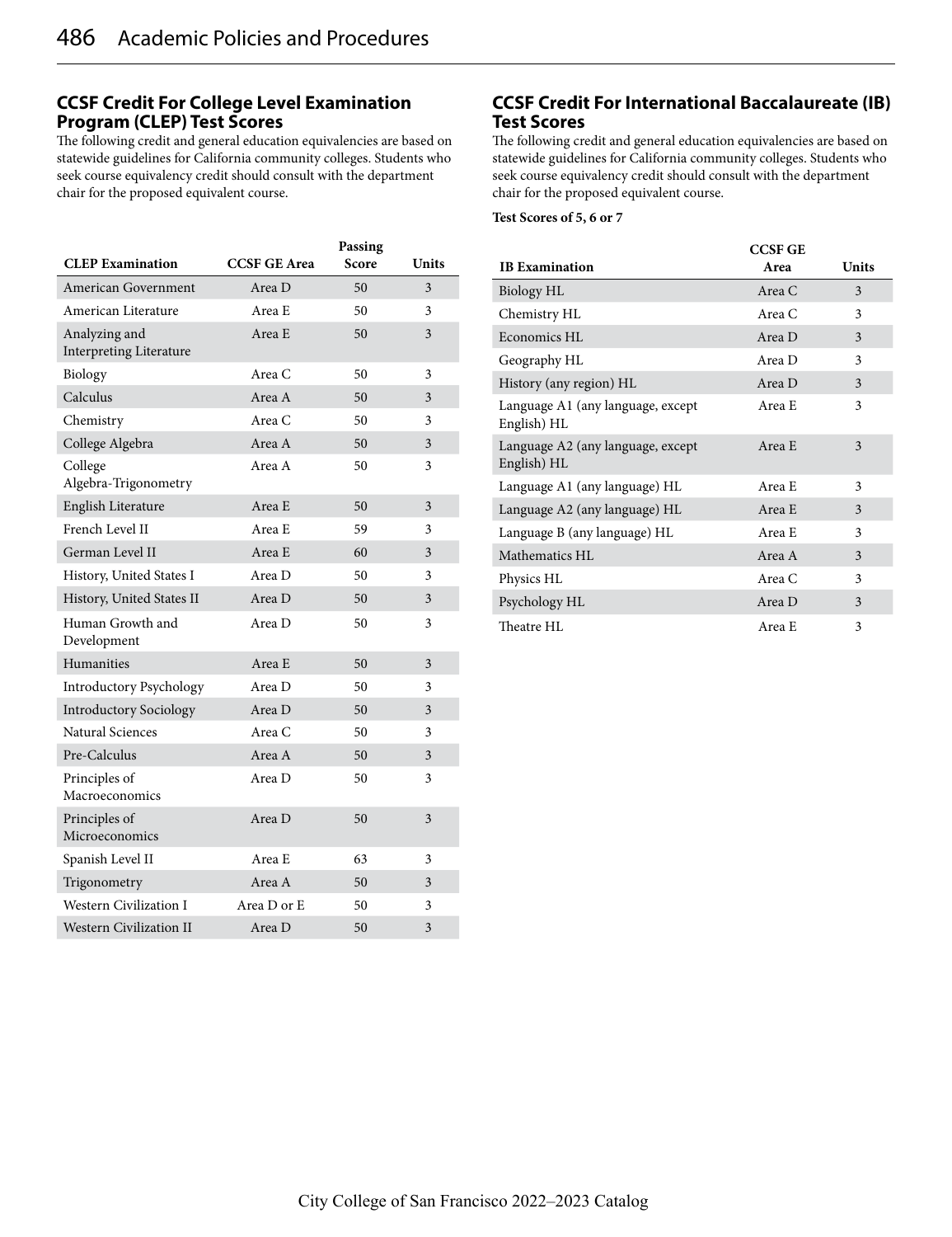## CCSF Credit For College Level Examination Program (CLEP) Test Scores

The following credit and general education equivalencies are based on statewide guidelines for California community colleges. Students who seek course equivalency credit should consult with the department chair for the proposed equivalent course.

| CLEP Examination | CCSF GE Area | Passing Score | Units |
|---|---|---|---|
| American Government | Area D | 50 | 3 |
| American Literature | Area E | 50 | 3 |
| Analyzing and Interpreting Literature | Area E | 50 | 3 |
| Biology | Area C | 50 | 3 |
| Calculus | Area A | 50 | 3 |
| Chemistry | Area C | 50 | 3 |
| College Algebra | Area A | 50 | 3 |
| College Algebra-Trigonometry | Area A | 50 | 3 |
| English Literature | Area E | 50 | 3 |
| French Level II | Area E | 59 | 3 |
| German Level II | Area E | 60 | 3 |
| History, United States I | Area D | 50 | 3 |
| History, United States II | Area D | 50 | 3 |
| Human Growth and Development | Area D | 50 | 3 |
| Humanities | Area E | 50 | 3 |
| Introductory Psychology | Area D | 50 | 3 |
| Introductory Sociology | Area D | 50 | 3 |
| Natural Sciences | Area C | 50 | 3 |
| Pre-Calculus | Area A | 50 | 3 |
| Principles of Macroeconomics | Area D | 50 | 3 |
| Principles of Microeconomics | Area D | 50 | 3 |
| Spanish Level II | Area E | 63 | 3 |
| Trigonometry | Area A | 50 | 3 |
| Western Civilization I | Area D or E | 50 | 3 |
| Western Civilization II | Area D | 50 | 3 |

## CCSF Credit For International Baccalaureate (IB) Test Scores

The following credit and general education equivalencies are based on statewide guidelines for California community colleges. Students who seek course equivalency credit should consult with the department chair for the proposed equivalent course.

**Test Scores of 5, 6 or 7**

| IB Examination | CCSF GE Area | Units |
|---|---|---|
| Biology HL | Area C | 3 |
| Chemistry HL | Area C | 3 |
| Economics HL | Area D | 3 |
| Geography HL | Area D | 3 |
| History (any region) HL | Area D | 3 |
| Language A1 (any language, except English) HL | Area E | 3 |
| Language A2 (any language, except English) HL | Area E | 3 |
| Language A1 (any language) HL | Area E | 3 |
| Language A2 (any language) HL | Area E | 3 |
| Language B (any language) HL | Area E | 3 |
| Mathematics HL | Area A | 3 |
| Physics HL | Area C | 3 |
| Psychology HL | Area D | 3 |
| Theatre HL | Area E | 3 |